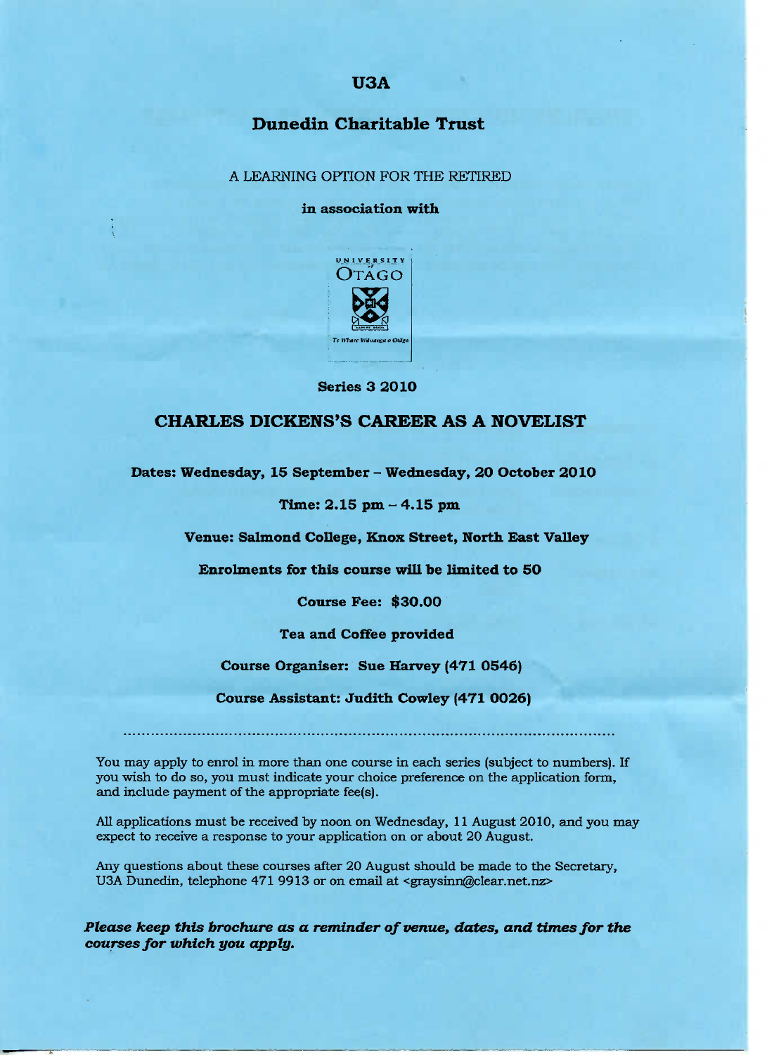# U3A

## Dunedin Charitable Trust

A LEARNING OPTION FOR THE RETIRED

**in association with**

UNIVERSITY of OTAGO

Te Whare Wānanga o Otāgo

**Series 3 2010**

## CHARLES DICKENS'S CAREER AS A NOVELIST

**Dates: Wednesday, 15 September – Wednesday, 20 October 2010**

**Time: 2.15 pm – 4.15 pm**

**Venue: Salmond College, Knox Street, North East Valley**

**Enrolments for this course will be limited to 50**

**Course Fee: $30.00**

**Tea and Coffee provided**

**Course Organiser: Sue Harvey (471 0546)**

**Course Assistant: Judith Cowley (471 0026)**

---

You may apply to enrol in more than one course in each series (subject to numbers). If you wish to do so, you must indicate your choice preference on the application form, and include payment of the appropriate fee(s).

All applications must be received by noon on Wednesday, 11 August 2010, and you may expect to receive a response to your application on or about 20 August.

Any questions about these courses after 20 August should be made to the Secretary, U3A Dunedin, telephone 471 9913 or on email at <graysinn@clear.net.nz>

***Please keep this brochure as a reminder of venue, dates, and times for the courses for which you apply.***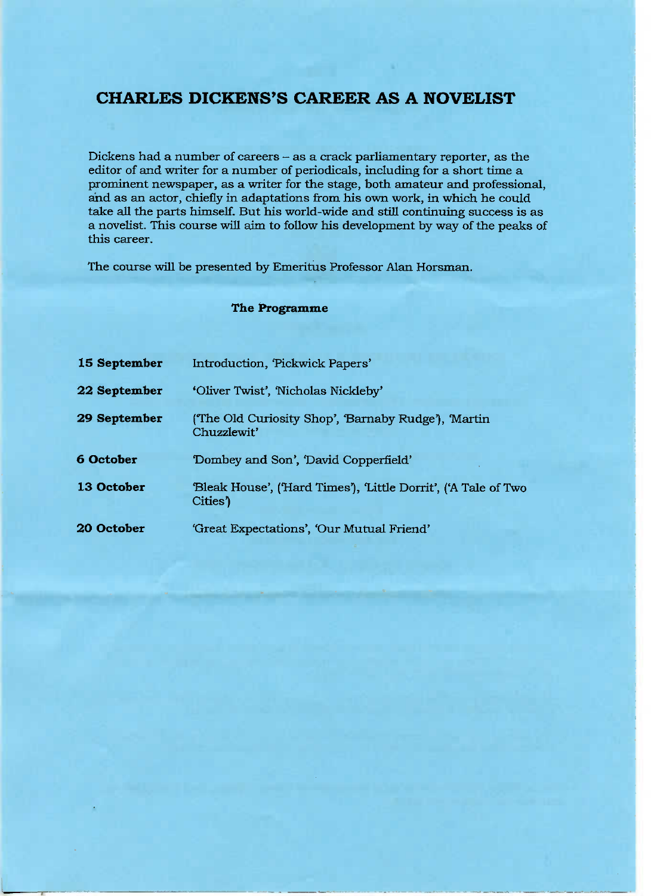# CHARLES DICKENS'S CAREER AS A NOVELIST

Dickens had a number of careers – as a crack parliamentary reporter, as the editor of and writer for a number of periodicals, including for a short time a prominent newspaper, as a writer for the stage, both amateur and professional, and as an actor, chiefly in adaptations from his own work, in which he could take all the parts himself. But his world-wide and still continuing success is as a novelist. This course will aim to follow his development by way of the peaks of this career.

The course will be presented by Emeritus Professor Alan Horsman.

**The Programme**

| | |
|---|---|
| **15 September** | Introduction, 'Pickwick Papers' |
| **22 September** | 'Oliver Twist', 'Nicholas Nickleby' |
| **29 September** | ('The Old Curiosity Shop', 'Barnaby Rudge'), 'Martin Chuzzlewit' |
| **6 October** | 'Dombey and Son', 'David Copperfield' |
| **13 October** | 'Bleak House', ('Hard Times'), 'Little Dorrit', ('A Tale of Two Cities') |
| **20 October** | 'Great Expectations', 'Our Mutual Friend' |